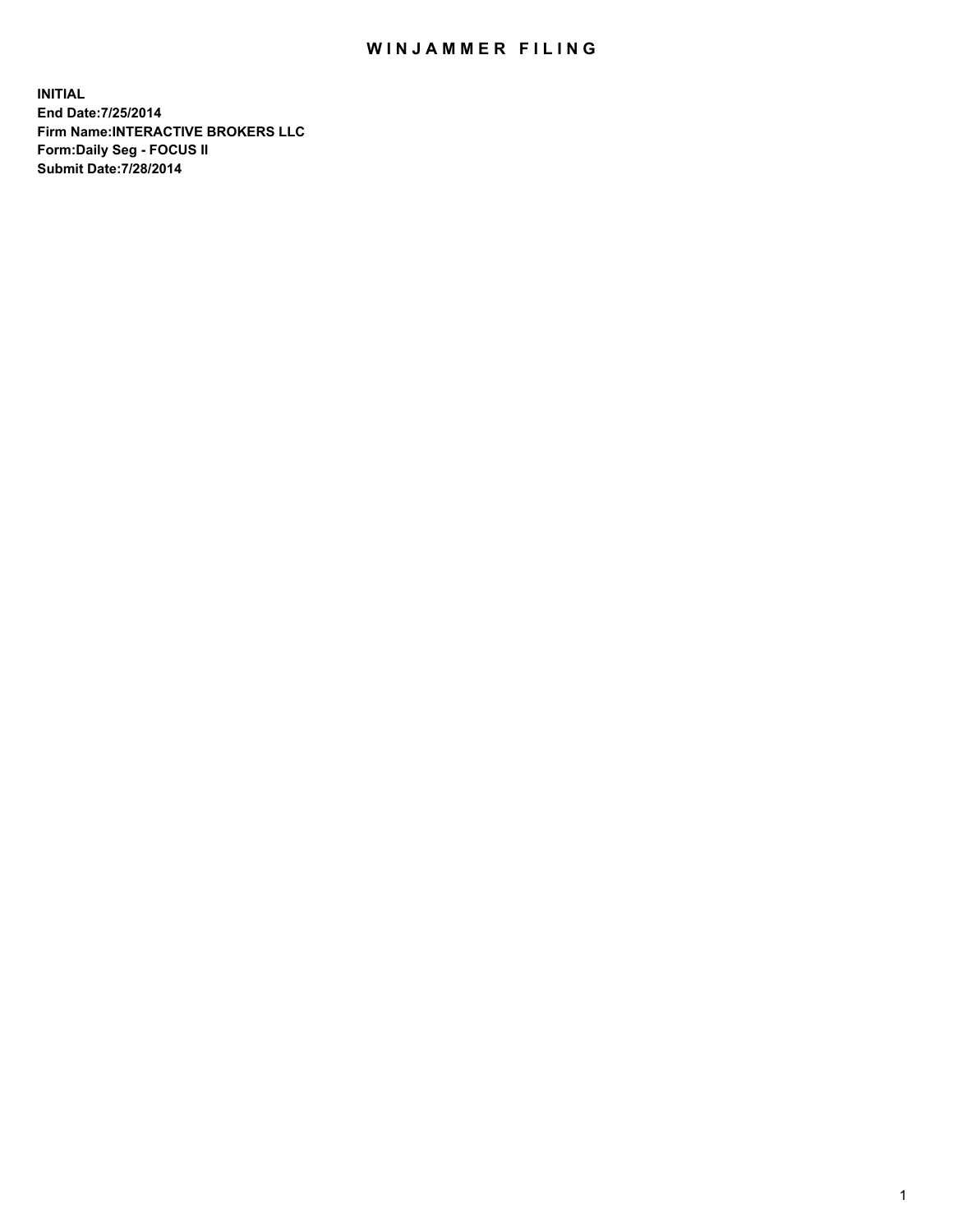# WINJAMMER FILING

**INITIAL**
**End Date:7/25/2014**
**Firm Name:INTERACTIVE BROKERS LLC**
**Form:Daily Seg - FOCUS II**
**Submit Date:7/28/2014**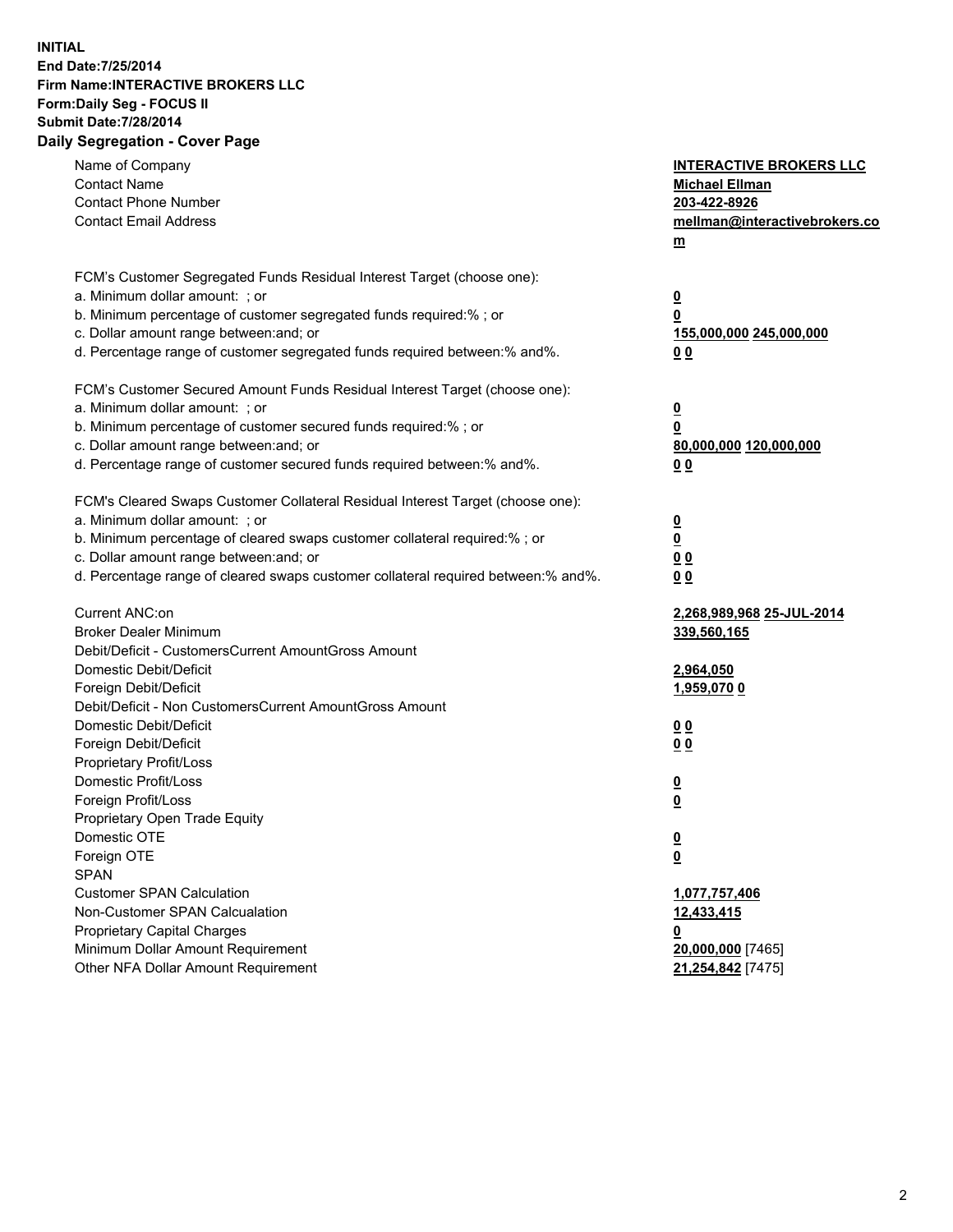**INITIAL**
**End Date:7/25/2014**
**Firm Name:INTERACTIVE BROKERS LLC**
**Form:Daily Seg - FOCUS II**
**Submit Date:7/28/2014**

## Daily Segregation - Cover Page

| | |
|---|---|
| Name of Company | **INTERACTIVE BROKERS LLC** |
| Contact Name | **Michael Ellman** |
| Contact Phone Number | **203-422-8926** |
| Contact Email Address | **mellman@interactivebrokers.com** |
| | |
| FCM's Customer Segregated Funds Residual Interest Target (choose one): | |
| a. Minimum dollar amount: ; or | **0** |
| b. Minimum percentage of customer segregated funds required:% ; or | **0** |
| c. Dollar amount range between:and; or | **155,000,000 245,000,000** |
| d. Percentage range of customer segregated funds required between:% and%. | **0 0** |
| | |
| FCM's Customer Secured Amount Funds Residual Interest Target (choose one): | |
| a. Minimum dollar amount: ; or | **0** |
| b. Minimum percentage of customer secured funds required:% ; or | **0** |
| c. Dollar amount range between:and; or | **80,000,000 120,000,000** |
| d. Percentage range of customer secured funds required between:% and%. | **0 0** |
| | |
| FCM's Cleared Swaps Customer Collateral Residual Interest Target (choose one): | |
| a. Minimum dollar amount: ; or | **0** |
| b. Minimum percentage of cleared swaps customer collateral required:% ; or | **0** |
| c. Dollar amount range between:and; or | **0 0** |
| d. Percentage range of cleared swaps customer collateral required between:% and%. | **0 0** |
| | |
| Current ANC:on | **2,268,989,968 25-JUL-2014** |
| Broker Dealer Minimum | **339,560,165** |
| Debit/Deficit - CustomersCurrent AmountGross Amount | |
| Domestic Debit/Deficit | **2,964,050** |
| Foreign Debit/Deficit | **1,959,070 0** |
| Debit/Deficit - Non CustomersCurrent AmountGross Amount | |
| Domestic Debit/Deficit | **0 0** |
| Foreign Debit/Deficit | **0 0** |
| Proprietary Profit/Loss | |
| Domestic Profit/Loss | **0** |
| Foreign Profit/Loss | **0** |
| Proprietary Open Trade Equity | |
| Domestic OTE | **0** |
| Foreign OTE | **0** |
| SPAN | |
| Customer SPAN Calculation | **1,077,757,406** |
| Non-Customer SPAN Calcualation | **12,433,415** |
| Proprietary Capital Charges | **0** |
| Minimum Dollar Amount Requirement | **20,000,000** [7465] |
| Other NFA Dollar Amount Requirement | **21,254,842** [7475] |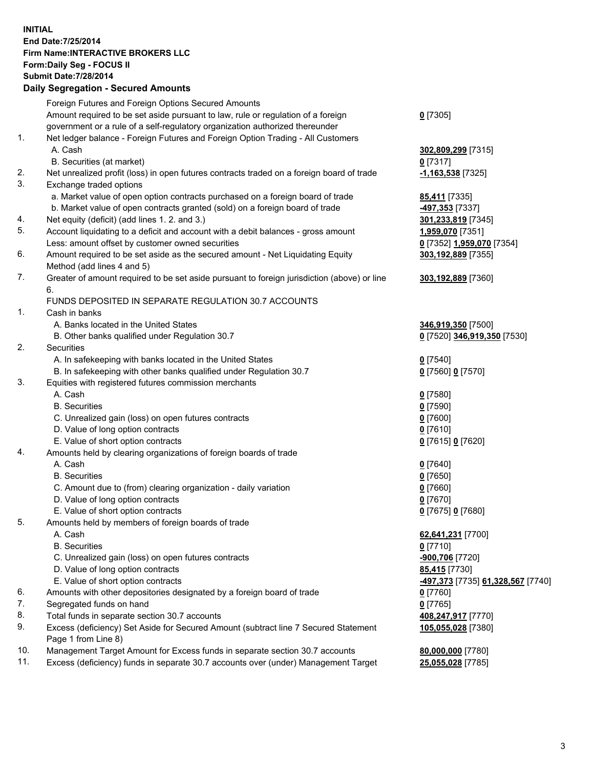**INITIAL**
**End Date:7/25/2014**
**Firm Name:INTERACTIVE BROKERS LLC**
**Form:Daily Seg - FOCUS II**
**Submit Date:7/28/2014**

**Daily Segregation - Secured Amounts**

| | | |
|---|---|---|
| | Foreign Futures and Foreign Options Secured Amounts | |
| | Amount required to be set aside pursuant to law, rule or regulation of a foreign government or a rule of a self-regulatory organization authorized thereunder | **0** [7305] |
| 1. | Net ledger balance - Foreign Futures and Foreign Option Trading - All Customers | |
| | A. Cash | **302,809,299** [7315] |
| | B. Securities (at market) | **0** [7317] |
| 2. | Net unrealized profit (loss) in open futures contracts traded on a foreign board of trade | **-1,163,538** [7325] |
| 3. | Exchange traded options | |
| | a. Market value of open option contracts purchased on a foreign board of trade | **85,411** [7335] |
| | b. Market value of open contracts granted (sold) on a foreign board of trade | **-497,353** [7337] |
| 4. | Net equity (deficit) (add lines 1. 2. and 3.) | **301,233,819** [7345] |
| 5. | Account liquidating to a deficit and account with a debit balances - gross amount | **1,959,070** [7351] |
| | Less: amount offset by customer owned securities | **0** [7352] **1,959,070** [7354] |
| 6. | Amount required to be set aside as the secured amount - Net Liquidating Equity Method (add lines 4 and 5) | **303,192,889** [7355] |
| 7. | Greater of amount required to be set aside pursuant to foreign jurisdiction (above) or line 6. | **303,192,889** [7360] |
| | FUNDS DEPOSITED IN SEPARATE REGULATION 30.7 ACCOUNTS | |
| 1. | Cash in banks | |
| | A. Banks located in the United States | **346,919,350** [7500] |
| | B. Other banks qualified under Regulation 30.7 | **0** [7520] **346,919,350** [7530] |
| 2. | Securities | |
| | A. In safekeeping with banks located in the United States | **0** [7540] |
| | B. In safekeeping with other banks qualified under Regulation 30.7 | **0** [7560] **0** [7570] |
| 3. | Equities with registered futures commission merchants | |
| | A. Cash | **0** [7580] |
| | B. Securities | **0** [7590] |
| | C. Unrealized gain (loss) on open futures contracts | **0** [7600] |
| | D. Value of long option contracts | **0** [7610] |
| | E. Value of short option contracts | **0** [7615] **0** [7620] |
| 4. | Amounts held by clearing organizations of foreign boards of trade | |
| | A. Cash | **0** [7640] |
| | B. Securities | **0** [7650] |
| | C. Amount due to (from) clearing organization - daily variation | **0** [7660] |
| | D. Value of long option contracts | **0** [7670] |
| | E. Value of short option contracts | **0** [7675] **0** [7680] |
| 5. | Amounts held by members of foreign boards of trade | |
| | A. Cash | **62,641,231** [7700] |
| | B. Securities | **0** [7710] |
| | C. Unrealized gain (loss) on open futures contracts | **-900,706** [7720] |
| | D. Value of long option contracts | **85,415** [7730] |
| | E. Value of short option contracts | **-497,373** [7735] **61,328,567** [7740] |
| 6. | Amounts with other depositories designated by a foreign board of trade | **0** [7760] |
| 7. | Segregated funds on hand | **0** [7765] |
| 8. | Total funds in separate section 30.7 accounts | **408,247,917** [7770] |
| 9. | Excess (deficiency) Set Aside for Secured Amount (subtract line 7 Secured Statement Page 1 from Line 8) | **105,055,028** [7380] |
| 10. | Management Target Amount for Excess funds in separate section 30.7 accounts | **80,000,000** [7780] |
| 11. | Excess (deficiency) funds in separate 30.7 accounts over (under) Management Target | **25,055,028** [7785] |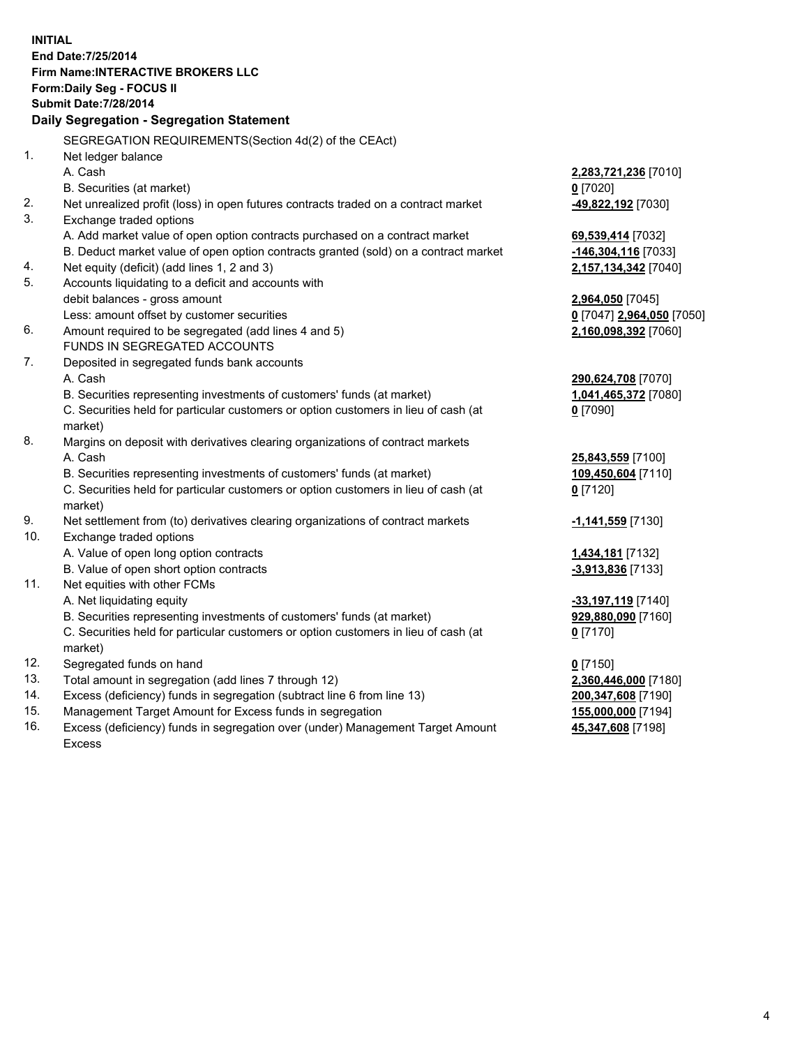**INITIAL**
**End Date:7/25/2014**
**Firm Name:INTERACTIVE BROKERS LLC**
**Form:Daily Seg - FOCUS II**
**Submit Date:7/28/2014**

## Daily Segregation - Segregation Statement

SEGREGATION REQUIREMENTS(Section 4d(2) of the CEAct)

| | | |
|---|---|---|
| 1. | Net ledger balance | |
| | A. Cash | **2,283,721,236** [7010] |
| | B. Securities (at market) | **0** [7020] |
| 2. | Net unrealized profit (loss) in open futures contracts traded on a contract market | **-49,822,192** [7030] |
| 3. | Exchange traded options | |
| | A. Add market value of open option contracts purchased on a contract market | **69,539,414** [7032] |
| | B. Deduct market value of open option contracts granted (sold) on a contract market | **-146,304,116** [7033] |
| 4. | Net equity (deficit) (add lines 1, 2 and 3) | **2,157,134,342** [7040] |
| 5. | Accounts liquidating to a deficit and accounts with debit balances - gross amount | **2,964,050** [7045] |
| | Less: amount offset by customer securities | **0** [7047] **2,964,050** [7050] |
| 6. | Amount required to be segregated (add lines 4 and 5) | **2,160,098,392** [7060] |
| | FUNDS IN SEGREGATED ACCOUNTS | |
| 7. | Deposited in segregated funds bank accounts | |
| | A. Cash | **290,624,708** [7070] |
| | B. Securities representing investments of customers' funds (at market) | **1,041,465,372** [7080] |
| | C. Securities held for particular customers or option customers in lieu of cash (at market) | **0** [7090] |
| 8. | Margins on deposit with derivatives clearing organizations of contract markets | |
| | A. Cash | **25,843,559** [7100] |
| | B. Securities representing investments of customers' funds (at market) | **109,450,604** [7110] |
| | C. Securities held for particular customers or option customers in lieu of cash (at market) | **0** [7120] |
| 9. | Net settlement from (to) derivatives clearing organizations of contract markets | **-1,141,559** [7130] |
| 10. | Exchange traded options | |
| | A. Value of open long option contracts | **1,434,181** [7132] |
| | B. Value of open short option contracts | **-3,913,836** [7133] |
| 11. | Net equities with other FCMs | |
| | A. Net liquidating equity | **-33,197,119** [7140] |
| | B. Securities representing investments of customers' funds (at market) | **929,880,090** [7160] |
| | C. Securities held for particular customers or option customers in lieu of cash (at market) | **0** [7170] |
| 12. | Segregated funds on hand | **0** [7150] |
| 13. | Total amount in segregation (add lines 7 through 12) | **2,360,446,000** [7180] |
| 14. | Excess (deficiency) funds in segregation (subtract line 6 from line 13) | **200,347,608** [7190] |
| 15. | Management Target Amount for Excess funds in segregation | **155,000,000** [7194] |
| 16. | Excess (deficiency) funds in segregation over (under) Management Target Amount Excess | **45,347,608** [7198] |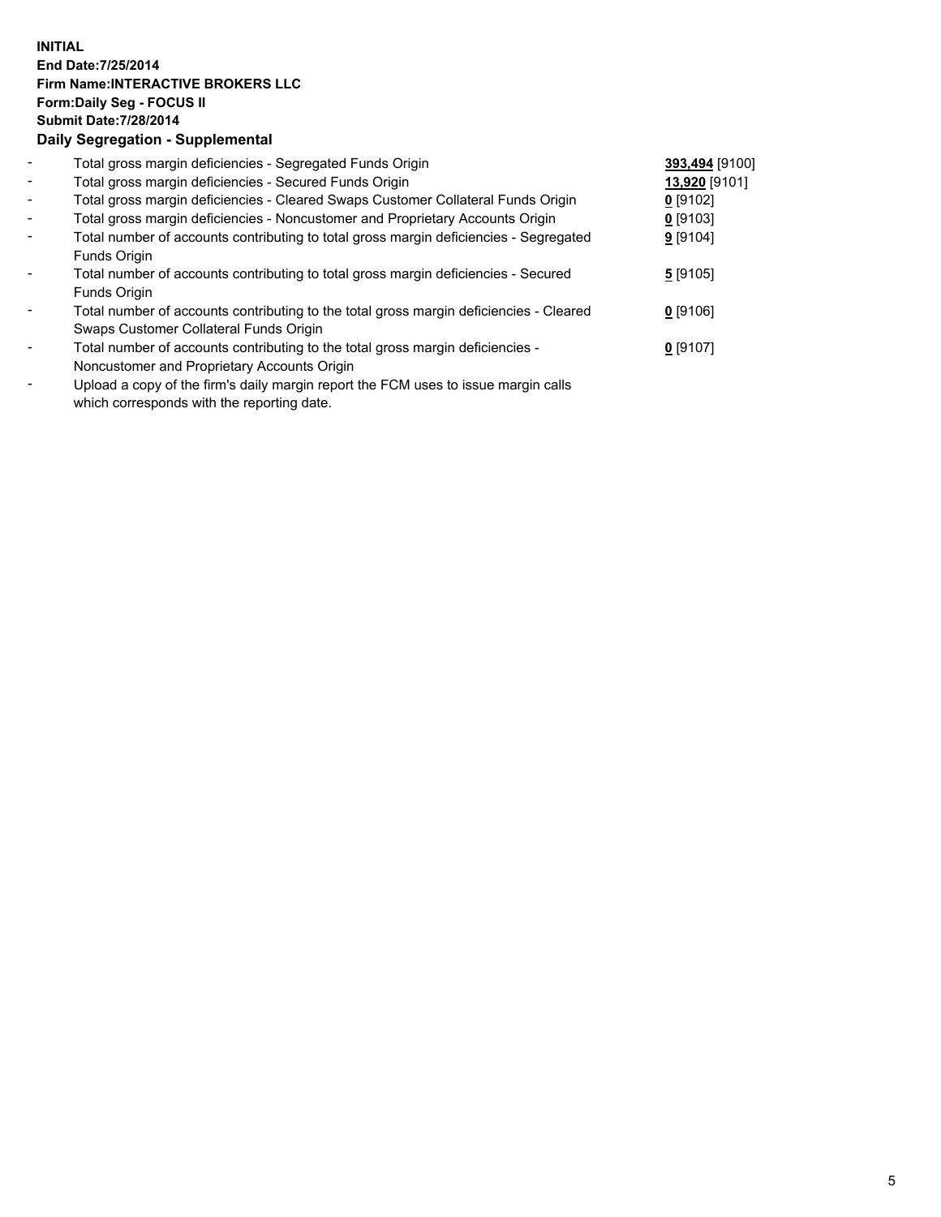**INITIAL**
**End Date:7/25/2014**
**Firm Name:INTERACTIVE BROKERS LLC**
**Form:Daily Seg - FOCUS II**
**Submit Date:7/28/2014**
**Daily Segregation - Supplemental**

| | | |
|---|---|---|
| - | Total gross margin deficiencies - Segregated Funds Origin | **393,494** [9100] |
| - | Total gross margin deficiencies - Secured Funds Origin | **13,920** [9101] |
| - | Total gross margin deficiencies - Cleared Swaps Customer Collateral Funds Origin | **0** [9102] |
| - | Total gross margin deficiencies - Noncustomer and Proprietary Accounts Origin | **0** [9103] |
| - | Total number of accounts contributing to total gross margin deficiencies - Segregated Funds Origin | **9** [9104] |
| - | Total number of accounts contributing to total gross margin deficiencies - Secured Funds Origin | **5** [9105] |
| - | Total number of accounts contributing to the total gross margin deficiencies - Cleared Swaps Customer Collateral Funds Origin | **0** [9106] |
| - | Total number of accounts contributing to the total gross margin deficiencies - Noncustomer and Proprietary Accounts Origin | **0** [9107] |
| - | Upload a copy of the firm's daily margin report the FCM uses to issue margin calls which corresponds with the reporting date. | |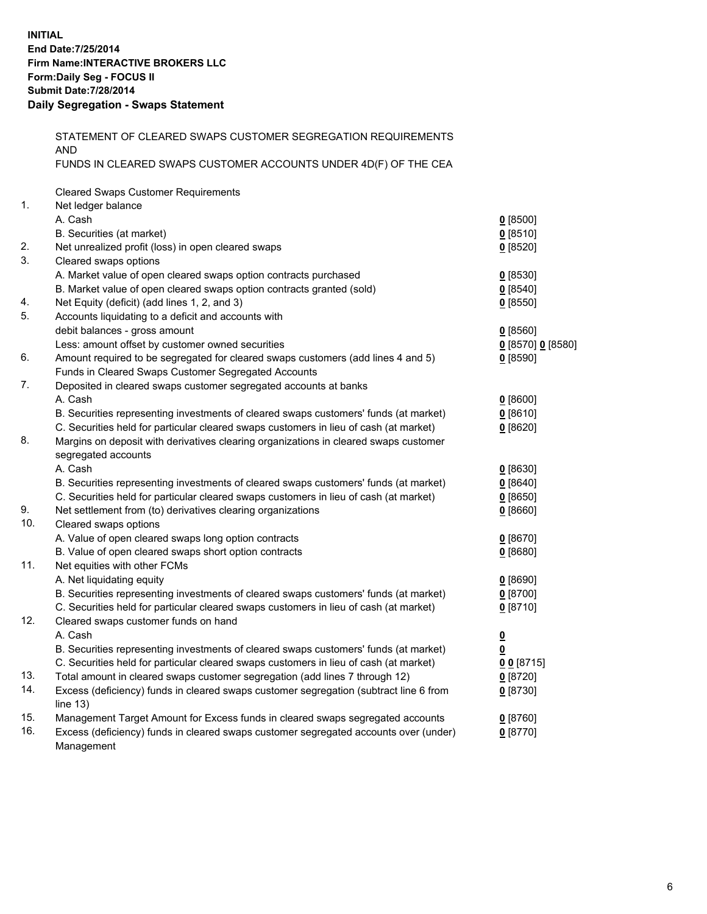**INITIAL**
**End Date:7/25/2014**
**Firm Name:INTERACTIVE BROKERS LLC**
**Form:Daily Seg - FOCUS II**
**Submit Date:7/28/2014**
**Daily Segregation - Swaps Statement**

STATEMENT OF CLEARED SWAPS CUSTOMER SEGREGATION REQUIREMENTS
AND
FUNDS IN CLEARED SWAPS CUSTOMER ACCOUNTS UNDER 4D(F) OF THE CEA

| | | |
|---|---|---|
| | Cleared Swaps Customer Requirements | |
| 1. | Net ledger balance | |
| | A. Cash | 0 [8500] |
| | B. Securities (at market) | 0 [8510] |
| 2. | Net unrealized profit (loss) in open cleared swaps | 0 [8520] |
| 3. | Cleared swaps options | |
| | A. Market value of open cleared swaps option contracts purchased | 0 [8530] |
| | B. Market value of open cleared swaps option contracts granted (sold) | 0 [8540] |
| 4. | Net Equity (deficit) (add lines 1, 2, and 3) | 0 [8550] |
| 5. | Accounts liquidating to a deficit and accounts with | |
| | debit balances - gross amount | 0 [8560] |
| | Less: amount offset by customer owned securities | 0 [8570] 0 [8580] |
| 6. | Amount required to be segregated for cleared swaps customers (add lines 4 and 5) | 0 [8590] |
| | Funds in Cleared Swaps Customer Segregated Accounts | |
| 7. | Deposited in cleared swaps customer segregated accounts at banks | |
| | A. Cash | 0 [8600] |
| | B. Securities representing investments of cleared swaps customers' funds (at market) | 0 [8610] |
| | C. Securities held for particular cleared swaps customers in lieu of cash (at market) | 0 [8620] |
| 8. | Margins on deposit with derivatives clearing organizations in cleared swaps customer segregated accounts | |
| | A. Cash | 0 [8630] |
| | B. Securities representing investments of cleared swaps customers' funds (at market) | 0 [8640] |
| | C. Securities held for particular cleared swaps customers in lieu of cash (at market) | 0 [8650] |
| 9. | Net settlement from (to) derivatives clearing organizations | 0 [8660] |
| 10. | Cleared swaps options | |
| | A. Value of open cleared swaps long option contracts | 0 [8670] |
| | B. Value of open cleared swaps short option contracts | 0 [8680] |
| 11. | Net equities with other FCMs | |
| | A. Net liquidating equity | 0 [8690] |
| | B. Securities representing investments of cleared swaps customers' funds (at market) | 0 [8700] |
| | C. Securities held for particular cleared swaps customers in lieu of cash (at market) | 0 [8710] |
| 12. | Cleared swaps customer funds on hand | |
| | A. Cash | 0 |
| | B. Securities representing investments of cleared swaps customers' funds (at market) | 0 |
| | C. Securities held for particular cleared swaps customers in lieu of cash (at market) | 0 0 [8715] |
| 13. | Total amount in cleared swaps customer segregation (add lines 7 through 12) | 0 [8720] |
| 14. | Excess (deficiency) funds in cleared swaps customer segregation (subtract line 6 from line 13) | 0 [8730] |
| 15. | Management Target Amount for Excess funds in cleared swaps segregated accounts | 0 [8760] |
| 16. | Excess (deficiency) funds in cleared swaps customer segregated accounts over (under) Management | 0 [8770] |